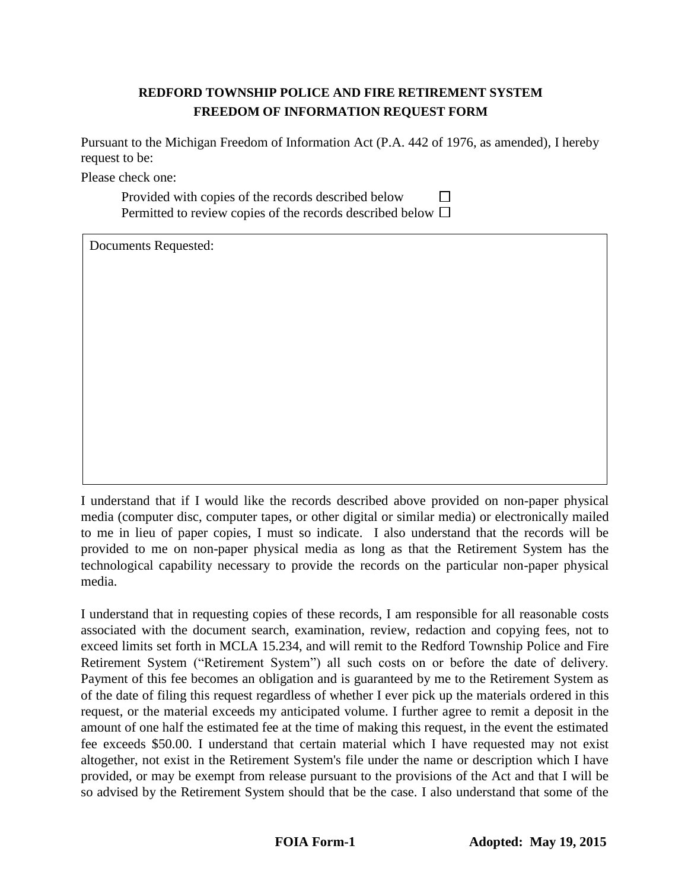**REDFORD TOWNSHIP POLICE AND FIRE RETIREMENT SYSTEM**
**FREEDOM OF INFORMATION REQUEST FORM**

Pursuant to the Michigan Freedom of Information Act (P.A. 442 of 1976, as amended), I hereby request to be:

Please check one:

- Provided with copies of the records described below ☐
- Permitted to review copies of the records described below ☐

| Documents Requested: |
| --- |
| |

I understand that if I would like the records described above provided on non-paper physical media (computer disc, computer tapes, or other digital or similar media) or electronically mailed to me in lieu of paper copies, I must so indicate. I also understand that the records will be provided to me on non-paper physical media as long as that the Retirement System has the technological capability necessary to provide the records on the particular non-paper physical media.

I understand that in requesting copies of these records, I am responsible for all reasonable costs associated with the document search, examination, review, redaction and copying fees, not to exceed limits set forth in MCLA 15.234, and will remit to the Redford Township Police and Fire Retirement System ("Retirement System") all such costs on or before the date of delivery. Payment of this fee becomes an obligation and is guaranteed by me to the Retirement System as of the date of filing this request regardless of whether I ever pick up the materials ordered in this request, or the material exceeds my anticipated volume. I further agree to remit a deposit in the amount of one half the estimated fee at the time of making this request, in the event the estimated fee exceeds $50.00. I understand that certain material which I have requested may not exist altogether, not exist in the Retirement System's file under the name or description which I have provided, or may be exempt from release pursuant to the provisions of the Act and that I will be so advised by the Retirement System should that be the case. I also understand that some of the

**FOIA Form-1** **Adopted: May 19, 2015**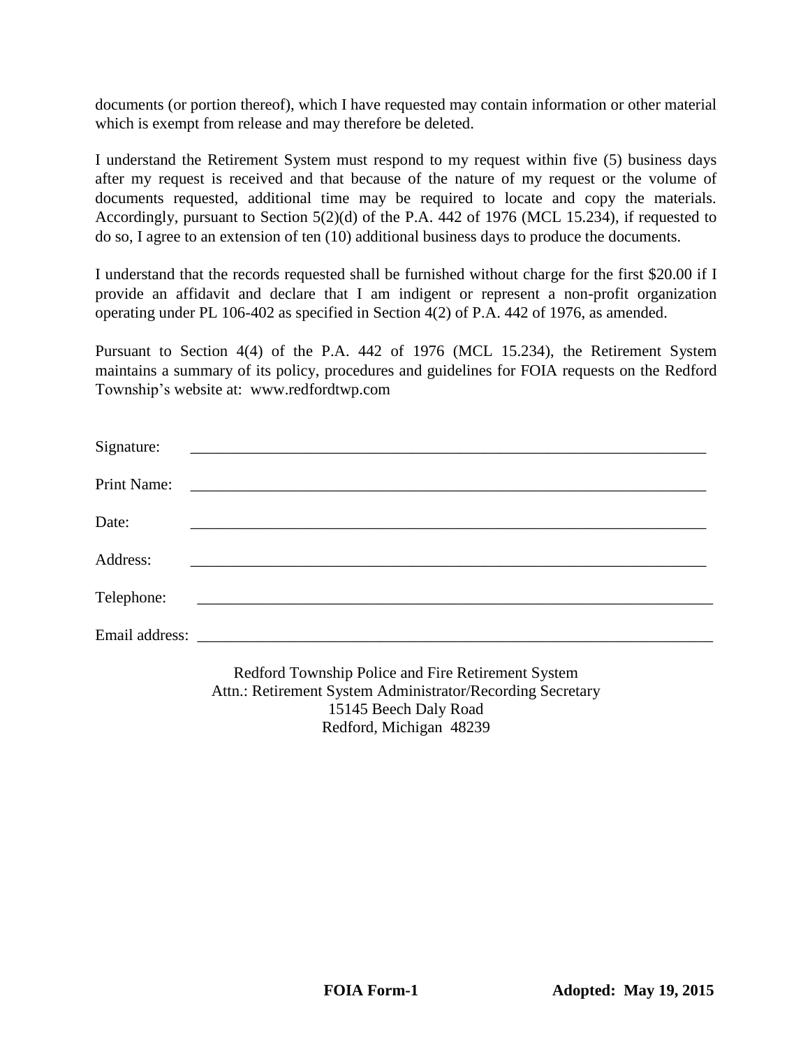documents (or portion thereof), which I have requested may contain information or other material which is exempt from release and may therefore be deleted.

I understand the Retirement System must respond to my request within five (5) business days after my request is received and that because of the nature of my request or the volume of documents requested, additional time may be required to locate and copy the materials. Accordingly, pursuant to Section 5(2)(d) of the P.A. 442 of 1976 (MCL 15.234), if requested to do so, I agree to an extension of ten (10) additional business days to produce the documents.

I understand that the records requested shall be furnished without charge for the first $20.00 if I provide an affidavit and declare that I am indigent or represent a non-profit organization operating under PL 106-402 as specified in Section 4(2) of P.A. 442 of 1976, as amended.

Pursuant to Section 4(4) of the P.A. 442 of 1976 (MCL 15.234), the Retirement System maintains a summary of its policy, procedures and guidelines for FOIA requests on the Redford Township's website at: www.redfordtwp.com

Signature: ______________________________________________________________________

Print Name: ______________________________________________________________________

Date: ______________________________________________________________________

Address: ______________________________________________________________________

Telephone: ______________________________________________________________________

Email address: ______________________________________________________________________

Redford Township Police and Fire Retirement System
Attn.: Retirement System Administrator/Recording Secretary
15145 Beech Daly Road
Redford, Michigan 48239

**FOIA Form-1** **Adopted: May 19, 2015**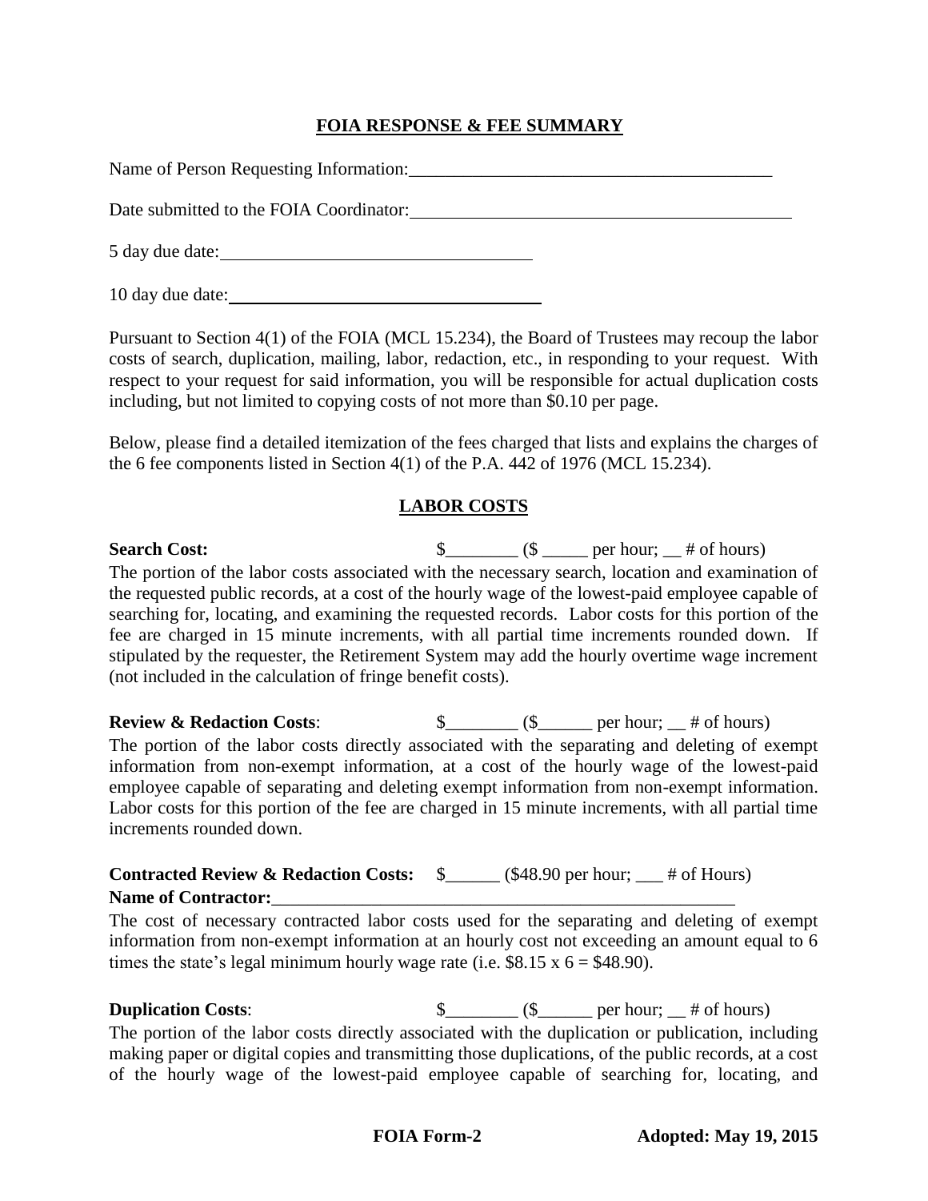## FOIA RESPONSE & FEE SUMMARY

Name of Person Requesting Information:_______________________________________

Date submitted to the FOIA Coordinator:_______________________________________

5 day due date:_________________________________

10 day due date:_________________________________

Pursuant to Section 4(1) of the FOIA (MCL 15.234), the Board of Trustees may recoup the labor costs of search, duplication, mailing, labor, redaction, etc., in responding to your request. With respect to your request for said information, you will be responsible for actual duplication costs including, but not limited to copying costs of not more than $0.10 per page.

Below, please find a detailed itemization of the fees charged that lists and explains the charges of the 6 fee components listed in Section 4(1) of the P.A. 442 of 1976 (MCL 15.234).

## LABOR COSTS

**Search Cost:** $________ ($ _____ per hour; __ # of hours)

The portion of the labor costs associated with the necessary search, location and examination of the requested public records, at a cost of the hourly wage of the lowest-paid employee capable of searching for, locating, and examining the requested records. Labor costs for this portion of the fee are charged in 15 minute increments, with all partial time increments rounded down. If stipulated by the requester, the Retirement System may add the hourly overtime wage increment (not included in the calculation of fringe benefit costs).

**Review & Redaction Costs**: $________ ($______ per hour; __ # of hours)

The portion of the labor costs directly associated with the separating and deleting of exempt information from non-exempt information, at a cost of the hourly wage of the lowest-paid employee capable of separating and deleting exempt information from non-exempt information. Labor costs for this portion of the fee are charged in 15 minute increments, with all partial time increments rounded down.

**Contracted Review & Redaction Costs:** $______ ($48.90 per hour; ___ # of Hours)
**Name of Contractor:**_____________________________________________________

The cost of necessary contracted labor costs used for the separating and deleting of exempt information from non-exempt information at an hourly cost not exceeding an amount equal to 6 times the state's legal minimum hourly wage rate (i.e. $8.15 x 6 = $48.90).

**Duplication Costs**: $________ ($______ per hour; __ # of hours)

The portion of the labor costs directly associated with the duplication or publication, including making paper or digital copies and transmitting those duplications, of the public records, at a cost of the hourly wage of the lowest-paid employee capable of searching for, locating, and

**FOIA Form-2** **Adopted: May 19, 2015**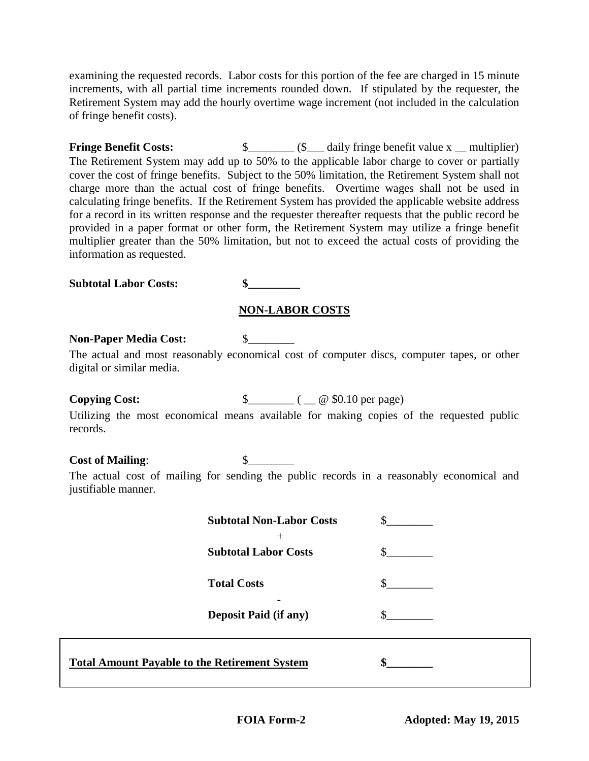examining the requested records. Labor costs for this portion of the fee are charged in 15 minute increments, with all partial time increments rounded down. If stipulated by the requester, the Retirement System may add the hourly overtime wage increment (not included in the calculation of fringe benefit costs).

**Fringe Benefit Costs:** $________ ($___ daily fringe benefit value x __ multiplier)
The Retirement System may add up to 50% to the applicable labor charge to cover or partially cover the cost of fringe benefits. Subject to the 50% limitation, the Retirement System shall not charge more than the actual cost of fringe benefits. Overtime wages shall not be used in calculating fringe benefits. If the Retirement System has provided the applicable website address for a record in its written response and the requester thereafter requests that the public record be provided in a paper format or other form, the Retirement System may utilize a fringe benefit multiplier greater than the 50% limitation, but not to exceed the actual costs of providing the information as requested.

**Subtotal Labor Costs:** **$_________**

## NON-LABOR COSTS

**Non-Paper Media Cost:** $________
The actual and most reasonably economical cost of computer discs, computer tapes, or other digital or similar media.

**Copying Cost:** $________ ( __ @ $0.10 per page)
Utilizing the most economical means available for making copies of the requested public records.

**Cost of Mailing**: $________
The actual cost of mailing for sending the public records in a reasonably economical and justifiable manner.

| | |
|---|---|
| **Subtotal Non-Labor Costs** | $________ |
| + | |
| **Subtotal Labor Costs** | $________ |
| **Total Costs** | $________ |
| - | |
| **Deposit Paid (if any)** | $________ |

**Total Amount Payable to the Retirement System** **$________**

**FOIA Form-2** **Adopted: May 19, 2015**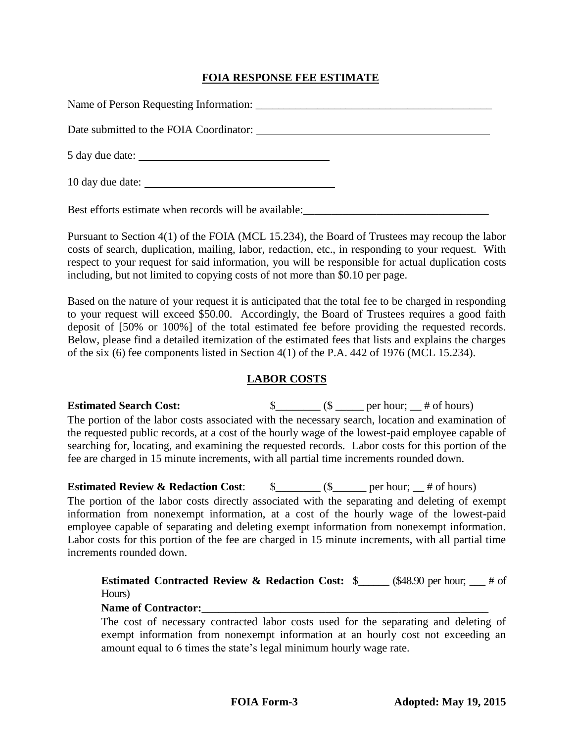## FOIA RESPONSE FEE ESTIMATE

Name of Person Requesting Information: ___________________________________________

Date submitted to the FOIA Coordinator: ___________________________________________

5 day due date: ___________________________________

10 day due date: ___________________________________

Best efforts estimate when records will be available:_________________________________

Pursuant to Section 4(1) of the FOIA (MCL 15.234), the Board of Trustees may recoup the labor costs of search, duplication, mailing, labor, redaction, etc., in responding to your request. With respect to your request for said information, you will be responsible for actual duplication costs including, but not limited to copying costs of not more than $0.10 per page.

Based on the nature of your request it is anticipated that the total fee to be charged in responding to your request will exceed $50.00. Accordingly, the Board of Trustees requires a good faith deposit of [50% or 100%] of the total estimated fee before providing the requested records. Below, please find a detailed itemization of the estimated fees that lists and explains the charges of the six (6) fee components listed in Section 4(1) of the P.A. 442 of 1976 (MCL 15.234).

### LABOR COSTS

**Estimated Search Cost:** $________ ($ _____ per hour; __ # of hours)
The portion of the labor costs associated with the necessary search, location and examination of the requested public records, at a cost of the hourly wage of the lowest-paid employee capable of searching for, locating, and examining the requested records. Labor costs for this portion of the fee are charged in 15 minute increments, with all partial time increments rounded down.

**Estimated Review & Redaction Cost**: $________ ($______ per hour; __ # of hours)
The portion of the labor costs directly associated with the separating and deleting of exempt information from nonexempt information, at a cost of the hourly wage of the lowest-paid employee capable of separating and deleting exempt information from nonexempt information. Labor costs for this portion of the fee are charged in 15 minute increments, with all partial time increments rounded down.

> **Estimated Contracted Review & Redaction Cost:** $______ ($48.90 per hour; ___ # of Hours)
> **Name of Contractor:**_____________________________________________________
> The cost of necessary contracted labor costs used for the separating and deleting of exempt information from nonexempt information at an hourly cost not exceeding an amount equal to 6 times the state's legal minimum hourly wage rate.

**FOIA Form-3** **Adopted: May 19, 2015**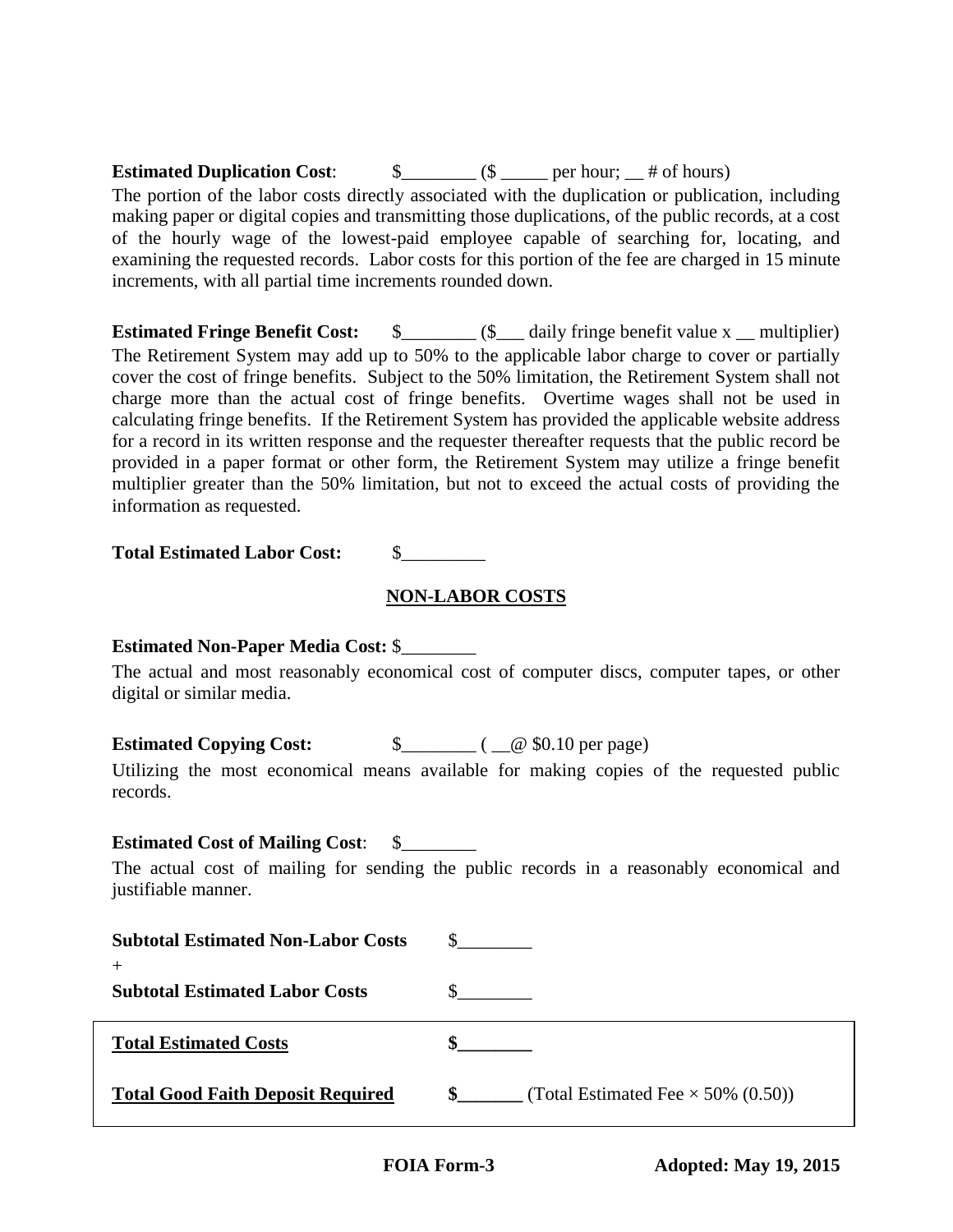**Estimated Duplication Cost**: $________ ($ _____ per hour; __ # of hours)

The portion of the labor costs directly associated with the duplication or publication, including making paper or digital copies and transmitting those duplications, of the public records, at a cost of the hourly wage of the lowest-paid employee capable of searching for, locating, and examining the requested records. Labor costs for this portion of the fee are charged in 15 minute increments, with all partial time increments rounded down.

**Estimated Fringe Benefit Cost:** $________ ($___ daily fringe benefit value x __ multiplier)

The Retirement System may add up to 50% to the applicable labor charge to cover or partially cover the cost of fringe benefits. Subject to the 50% limitation, the Retirement System shall not charge more than the actual cost of fringe benefits. Overtime wages shall not be used in calculating fringe benefits. If the Retirement System has provided the applicable website address for a record in its written response and the requester thereafter requests that the public record be provided in a paper format or other form, the Retirement System may utilize a fringe benefit multiplier greater than the 50% limitation, but not to exceed the actual costs of providing the information as requested.

**Total Estimated Labor Cost:** $_________

## NON-LABOR COSTS

**Estimated Non-Paper Media Cost:** $________

The actual and most reasonably economical cost of computer discs, computer tapes, or other digital or similar media.

**Estimated Copying Cost:** $________ ( __@ $0.10 per page)

Utilizing the most economical means available for making copies of the requested public records.

**Estimated Cost of Mailing Cost**: $________

The actual cost of mailing for sending the public records in a reasonably economical and justifiable manner.

**Subtotal Estimated Non-Labor Costs** $________

+

**Subtotal Estimated Labor Costs** $________

| | |
|---|---|
| **Total Estimated Costs** | **$________** |
| **Total Good Faith Deposit Required** | **$_______** (Total Estimated Fee × 50% (0.50)) |

**FOIA Form-3** **Adopted: May 19, 2015**